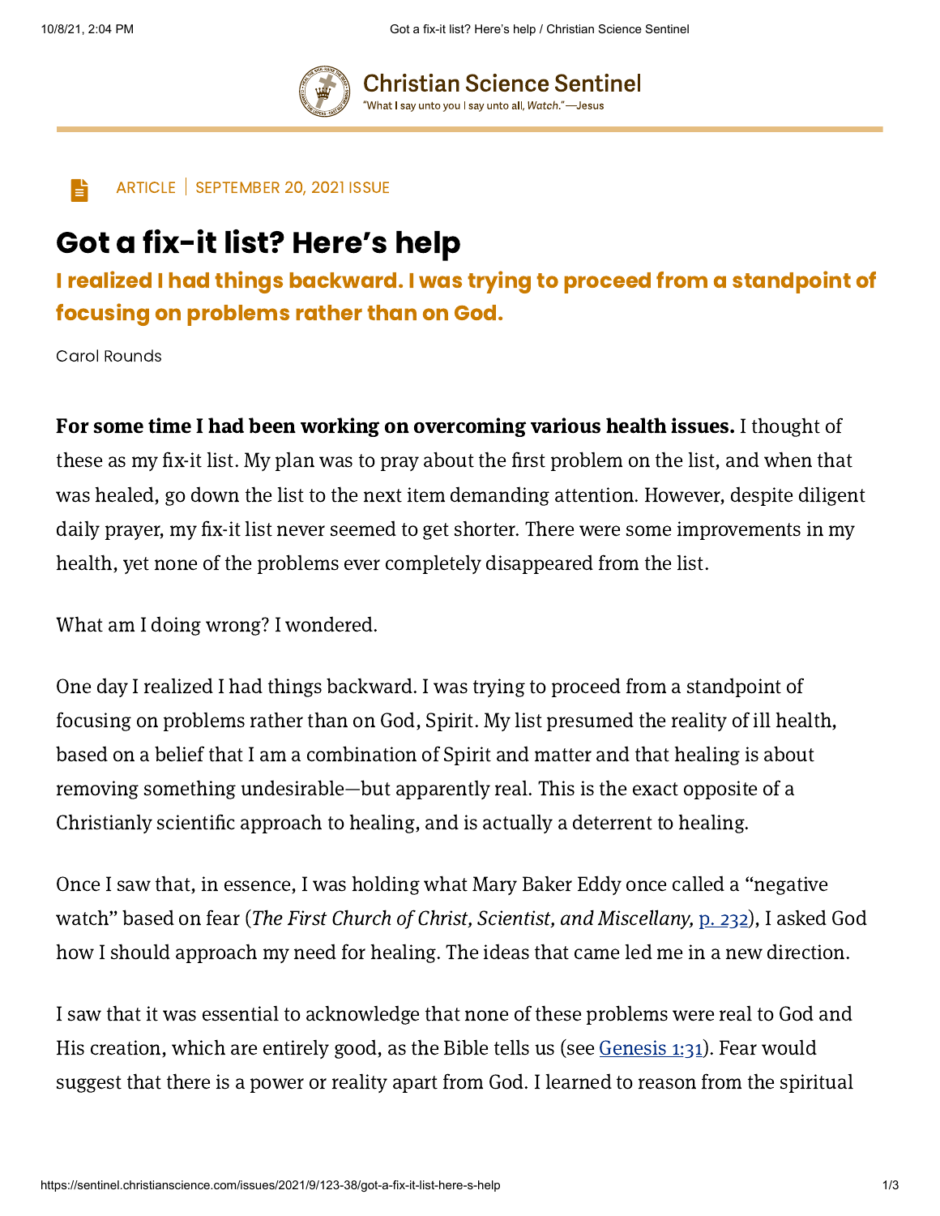Christian Science Sentinel

"What I say unto you I say unto all, *Watch*."—Jesus

ARTICLE | SEPTEMBER 20, 2021 ISSUE

# Got a fix-it list? Here's help

## I realized I had things backward. I was trying to proceed from a standpoint of focusing on problems rather than on God.

Carol Rounds

**For some time I had been working on overcoming various health issues.** I thought of these as my fix-it list. My plan was to pray about the first problem on the list, and when that was healed, go down the list to the next item demanding attention. However, despite diligent daily prayer, my fix-it list never seemed to get shorter. There were some improvements in my health, yet none of the problems ever completely disappeared from the list.

What am I doing wrong? I wondered.

One day I realized I had things backward. I was trying to proceed from a standpoint of focusing on problems rather than on God, Spirit. My list presumed the reality of ill health, based on a belief that I am a combination of Spirit and matter and that healing is about removing something undesirable—but apparently real. This is the exact opposite of a Christianly scientific approach to healing, and is actually a deterrent to healing.

Once I saw that, in essence, I was holding what Mary Baker Eddy once called a "negative watch" based on fear (*The First Church of Christ, Scientist, and Miscellany,* p. 232), I asked God how I should approach my need for healing. The ideas that came led me in a new direction.

I saw that it was essential to acknowledge that none of these problems were real to God and His creation, which are entirely good, as the Bible tells us (see Genesis 1:31). Fear would suggest that there is a power or reality apart from God. I learned to reason from the spiritual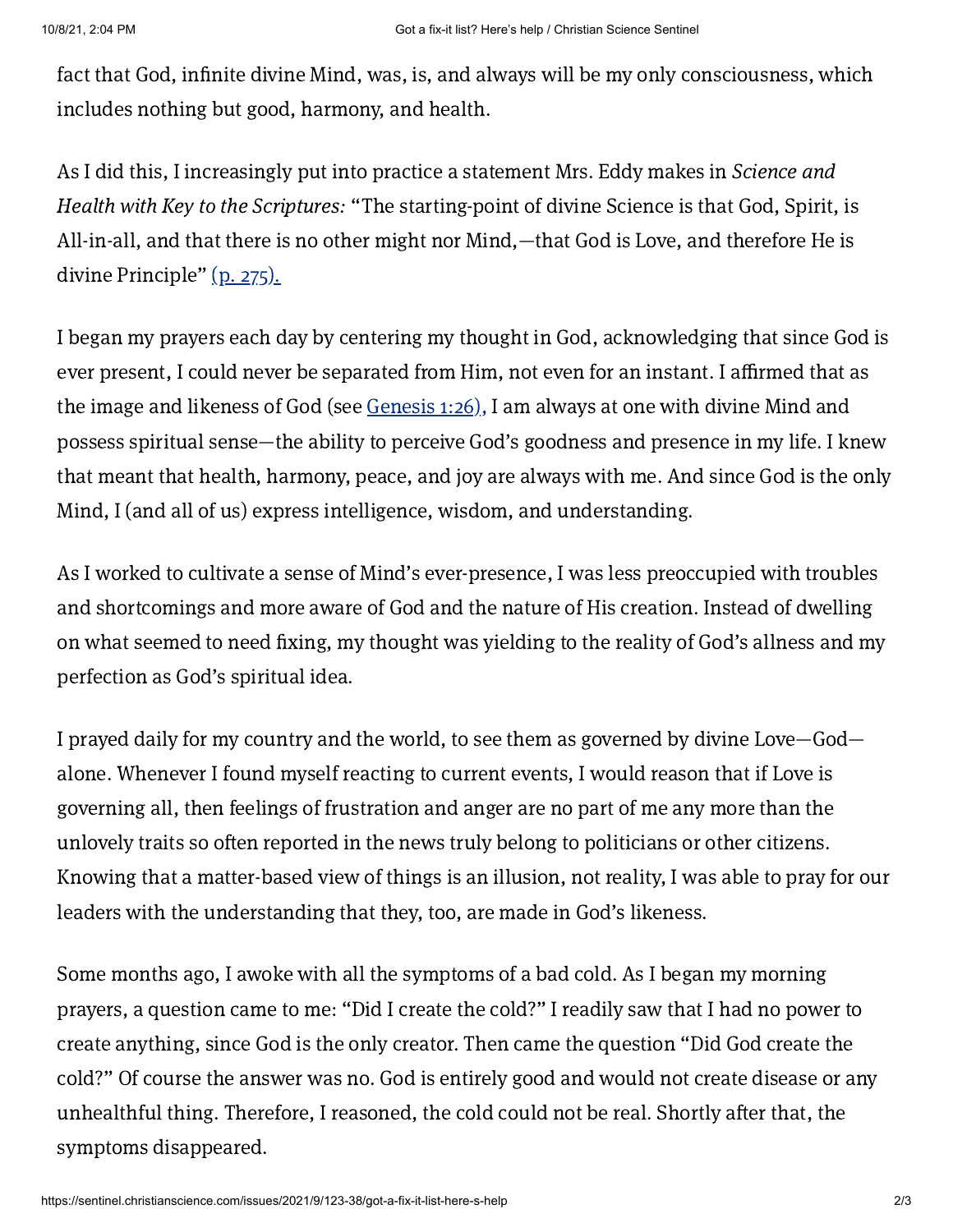fact that God, infinite divine Mind, was, is, and always will be my only consciousness, which includes nothing but good, harmony, and health.

As I did this, I increasingly put into practice a statement Mrs. Eddy makes in *Science and Health with Key to the Scriptures:* "The starting-point of divine Science is that God, Spirit, is All-in-all, and that there is no other might nor Mind,—that God is Love, and therefore He is divine Principle" (p. 275).

I began my prayers each day by centering my thought in God, acknowledging that since God is ever present, I could never be separated from Him, not even for an instant. I affirmed that as the image and likeness of God (see Genesis 1:26), I am always at one with divine Mind and possess spiritual sense—the ability to perceive God's goodness and presence in my life. I knew that meant that health, harmony, peace, and joy are always with me. And since God is the only Mind, I (and all of us) express intelligence, wisdom, and understanding.

As I worked to cultivate a sense of Mind's ever-presence, I was less preoccupied with troubles and shortcomings and more aware of God and the nature of His creation. Instead of dwelling on what seemed to need fixing, my thought was yielding to the reality of God's allness and my perfection as God's spiritual idea.

I prayed daily for my country and the world, to see them as governed by divine Love—God—alone. Whenever I found myself reacting to current events, I would reason that if Love is governing all, then feelings of frustration and anger are no part of me any more than the unlovely traits so often reported in the news truly belong to politicians or other citizens. Knowing that a matter-based view of things is an illusion, not reality, I was able to pray for our leaders with the understanding that they, too, are made in God's likeness.

Some months ago, I awoke with all the symptoms of a bad cold. As I began my morning prayers, a question came to me: "Did I create the cold?" I readily saw that I had no power to create anything, since God is the only creator. Then came the question "Did God create the cold?" Of course the answer was no. God is entirely good and would not create disease or any unhealthful thing. Therefore, I reasoned, the cold could not be real. Shortly after that, the symptoms disappeared.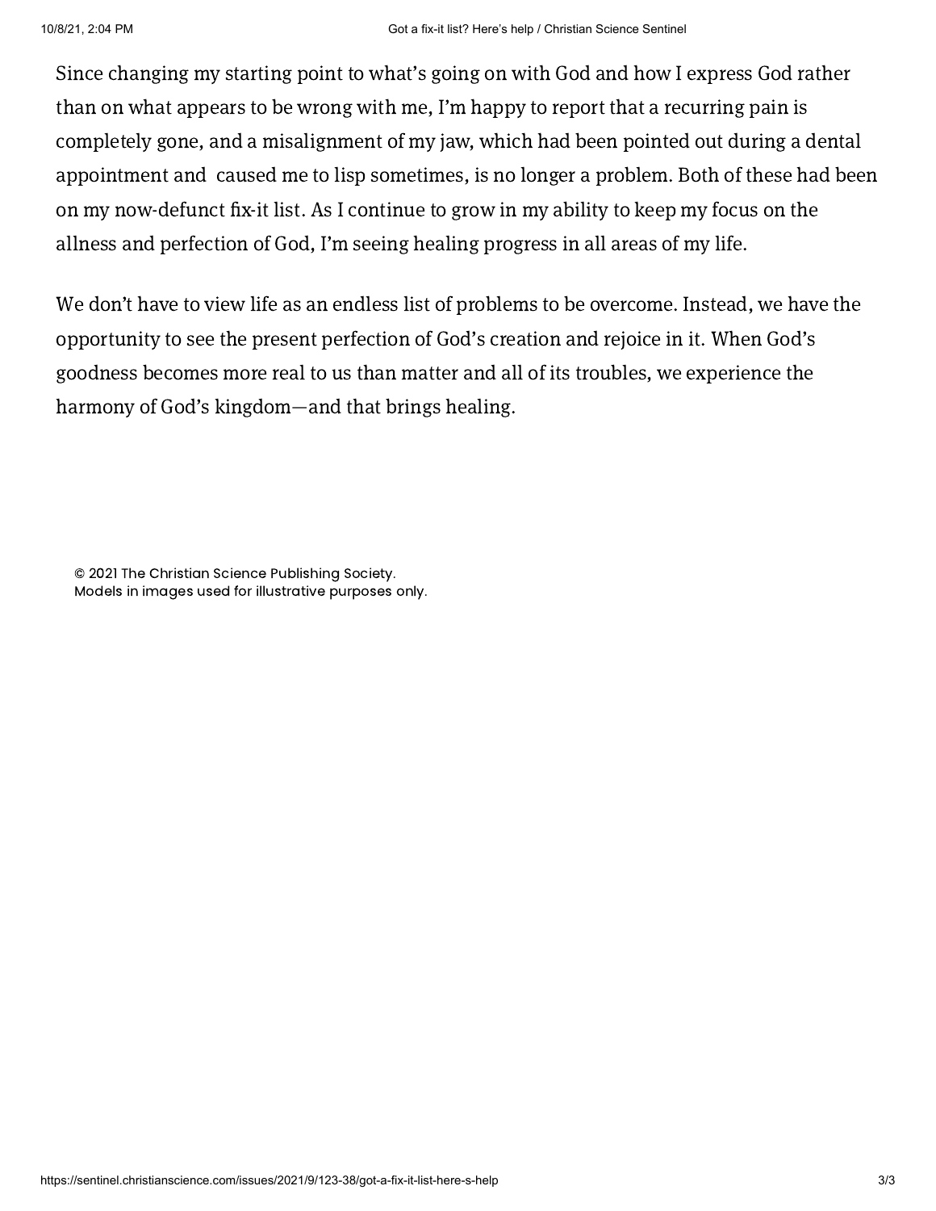Since changing my starting point to what's going on with God and how I express God rather than on what appears to be wrong with me, I'm happy to report that a recurring pain is completely gone, and a misalignment of my jaw, which had been pointed out during a dental appointment and caused me to lisp sometimes, is no longer a problem. Both of these had been on my now-defunct fix-it list. As I continue to grow in my ability to keep my focus on the allness and perfection of God, I'm seeing healing progress in all areas of my life.

We don't have to view life as an endless list of problems to be overcome. Instead, we have the opportunity to see the present perfection of God's creation and rejoice in it. When God's goodness becomes more real to us than matter and all of its troubles, we experience the harmony of God's kingdom—and that brings healing.

© 2021 The Christian Science Publishing Society.
Models in images used for illustrative purposes only.